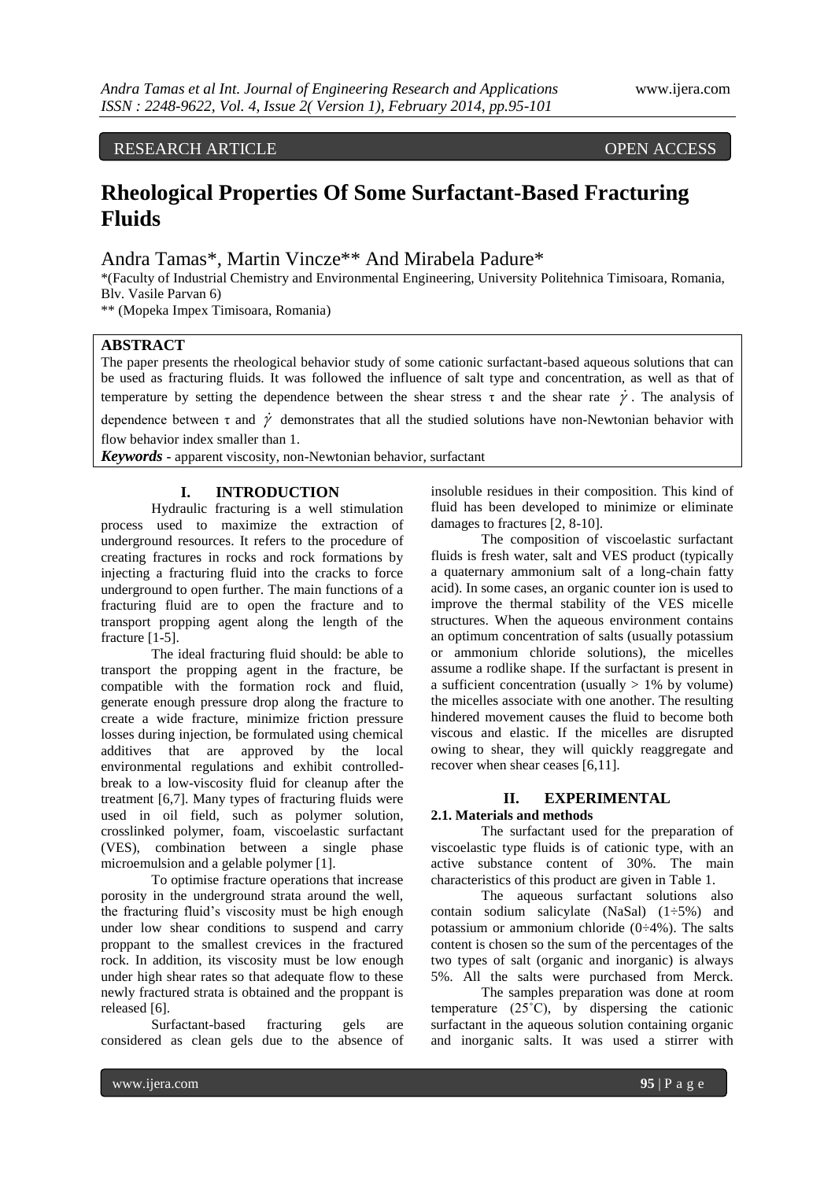RESEARCH ARTICLE OPEN ACCESS

# Rheological Properties Of Some Surfactant-Based Fracturing Fluids

Andra Tamas*, Martin Vincze** And Mirabela Padure*

*(Faculty of Industrial Chemistry and Environmental Engineering, University Politehnica Timisoara, Romania, Blv. Vasile Parvan 6)

** (Mopeka Impex Timisoara, Romania)

## ABSTRACT

The paper presents the rheological behavior study of some cationic surfactant-based aqueous solutions that can be used as fracturing fluids. It was followed the influence of salt type and concentration, as well as that of temperature by setting the dependence between the shear stress $\tau$ and the shear rate $\dot{\gamma}$. The analysis of dependence between $\tau$ and $\dot{\gamma}$ demonstrates that all the studied solutions have non-Newtonian behavior with flow behavior index smaller than 1.

***Keywords*** **-** apparent viscosity, non-Newtonian behavior, surfactant

## I. INTRODUCTION

Hydraulic fracturing is a well stimulation process used to maximize the extraction of underground resources. It refers to the procedure of creating fractures in rocks and rock formations by injecting a fracturing fluid into the cracks to force underground to open further. The main functions of a fracturing fluid are to open the fracture and to transport propping agent along the length of the fracture [1-5].

The ideal fracturing fluid should: be able to transport the propping agent in the fracture, be compatible with the formation rock and fluid, generate enough pressure drop along the fracture to create a wide fracture, minimize friction pressure losses during injection, be formulated using chemical additives that are approved by the local environmental regulations and exhibit controlled-break to a low-viscosity fluid for cleanup after the treatment [6,7]. Many types of fracturing fluids were used in oil field, such as polymer solution, crosslinked polymer, foam, viscoelastic surfactant (VES), combination between a single phase microemulsion and a gelable polymer [1].

To optimise fracture operations that increase porosity in the underground strata around the well, the fracturing fluid's viscosity must be high enough under low shear conditions to suspend and carry proppant to the smallest crevices in the fractured rock. In addition, its viscosity must be low enough under high shear rates so that adequate flow to these newly fractured strata is obtained and the proppant is released [6].

Surfactant-based fracturing gels are considered as clean gels due to the absence of insoluble residues in their composition. This kind of fluid has been developed to minimize or eliminate damages to fractures [2, 8-10].

The composition of viscoelastic surfactant fluids is fresh water, salt and VES product (typically a quaternary ammonium salt of a long-chain fatty acid). In some cases, an organic counter ion is used to improve the thermal stability of the VES micelle structures. When the aqueous environment contains an optimum concentration of salts (usually potassium or ammonium chloride solutions), the micelles assume a rodlike shape. If the surfactant is present in a sufficient concentration (usually > 1% by volume) the micelles associate with one another. The resulting hindered movement causes the fluid to become both viscous and elastic. If the micelles are disrupted owing to shear, they will quickly reaggregate and recover when shear ceases [6,11].

## II. EXPERIMENTAL

### 2.1. Materials and methods

The surfactant used for the preparation of viscoelastic type fluids is of cationic type, with an active substance content of 30%. The main characteristics of this product are given in Table 1.

The aqueous surfactant solutions also contain sodium salicylate (NaSal) (1÷5%) and potassium or ammonium chloride (0÷4%). The salts content is chosen so the sum of the percentages of the two types of salt (organic and inorganic) is always 5%. All the salts were purchased from Merck.

The samples preparation was done at room temperature (25˚C), by dispersing the cationic surfactant in the aqueous solution containing organic and inorganic salts. It was used a stirrer with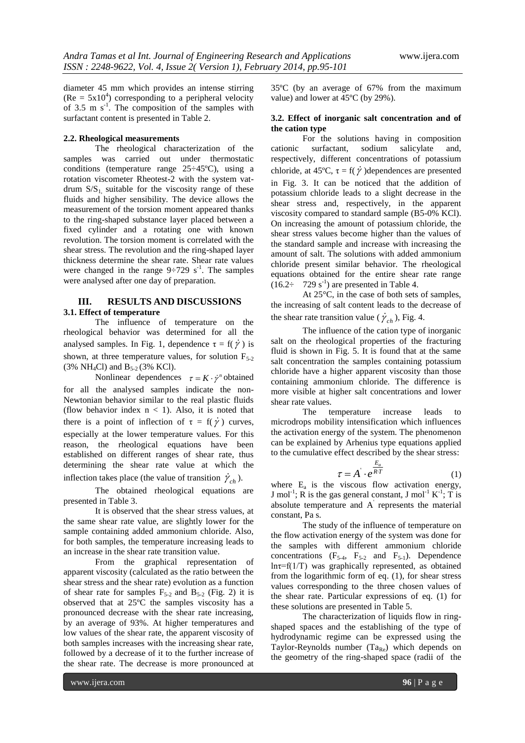diameter 45 mm which provides an intense stirring ($Re = 5x10^4$) corresponding to a peripheral velocity of 3.5 m $s^{-1}$. The composition of the samples with surfactant content is presented in Table 2.

### 2.2. Rheological measurements

The rheological characterization of the samples was carried out under thermostatic conditions (temperature range 25÷45ºC), using a rotation viscometer Rheotest-2 with the system vat-drum $S/S_1$ suitable for the viscosity range of these fluids and higher sensibility. The device allows the measurement of the torsion moment appeared thanks to the ring-shaped substance layer placed between a fixed cylinder and a rotating one with known revolution. The torsion moment is correlated with the shear stress. The revolution and the ring-shaped layer thickness determine the shear rate. Shear rate values were changed in the range 9÷729 $s^{-1}$. The samples were analysed after one day of preparation.

## III. RESULTS AND DISCUSSIONS

### 3.1. Effect of temperature

The influence of temperature on the rheological behavior was determined for all the analysed samples. In Fig. 1, dependence $\tau = f(\dot{\gamma})$ is shown, at three temperature values, for solution $F_{5\text{-}2}$ (3% $NH_4Cl$) and $B_{5\text{-}2}$ (3% KCl).

Nonlinear dependences $\tau = K \cdot \dot{\gamma}^n$ obtained for all the analysed samples indicate the non-Newtonian behavior similar to the real plastic fluids (flow behavior index n < 1). Also, it is noted that there is a point of inflection of $\tau = f(\dot{\gamma})$ curves, especially at the lower temperature values. For this reason, the rheological equations have been established on different ranges of shear rate, thus determining the shear rate value at which the inflection takes place (the value of transition $\dot{\gamma}_{ch}$).

The obtained rheological equations are presented in Table 3.

It is observed that the shear stress values, at the same shear rate value, are slightly lower for the sample containing added ammonium chloride. Also, for both samples, the temperature increasing leads to an increase in the shear rate transition value.

From the graphical representation of apparent viscosity (calculated as the ratio between the shear stress and the shear rate) evolution as a function of shear rate for samples $F_{5\text{-}2}$ and $B_{5\text{-}2}$ (Fig. 2) it is observed that at 25ºC the samples viscosity has a pronounced decrease with the shear rate increasing, by an average of 93%. At higher temperatures and low values of the shear rate, the apparent viscosity of both samples increases with the increasing shear rate, followed by a decrease of it to the further increase of the shear rate. The decrease is more pronounced at 35ºC (by an average of 67% from the maximum value) and lower at 45ºC (by 29%).

### 3.2. Effect of inorganic salt concentration and of the cation type

For the solutions having in composition cationic surfactant, sodium salicylate and, respectively, different concentrations of potassium chloride, at 45ºC, $\tau = f(\dot{\gamma})$dependences are presented in Fig. 3. It can be noticed that the addition of potassium chloride leads to a slight decrease in the shear stress and, respectively, in the apparent viscosity compared to standard sample (B5-0% KCl). On increasing the amount of potassium chloride, the shear stress values become higher than the values of the standard sample and increase with increasing the amount of salt. The solutions with added ammonium chloride present similar behavior. The rheological equations obtained for the entire shear rate range (16.2÷ 729 $s^{-1}$) are presented in Table 4.

At 25°C, in the case of both sets of samples, the increasing of salt content leads to the decrease of the shear rate transition value ($\dot{\gamma}_{ch}$), Fig. 4.

The influence of the cation type of inorganic salt on the rheological properties of the fracturing fluid is shown in Fig. 5. It is found that at the same salt concentration the samples containing potassium chloride have a higher apparent viscosity than those containing ammonium chloride. The difference is more visible at higher salt concentrations and lower shear rate values.

The temperature increase leads to microdrops mobility intensification which influences the activation energy of the system. The phenomenon can be explained by Arrhenius type equations applied to the cumulative effect described by the shear stress:

$$\tau = A^{'} \cdot e^{\frac{E_a}{R \cdot T}} \quad (1)$$

where $E_a$ is the viscous flow activation energy, J $mol^{-1}$; R is the gas general constant, J $mol^{-1}$ $K^{-1}$; T is absolute temperature and $A^{'}$ represents the material constant, Pa s.

The study of the influence of temperature on the flow activation energy of the system was done for the samples with different ammonium chloride concentrations ($F_{5\text{-}4}$, $F_{5\text{-}2}$ and $F_{5\text{-}1}$). Dependence $\ln\tau = f(1/T)$ was graphically represented, as obtained from the logarithmic form of eq. (1), for shear stress values corresponding to the three chosen values of the shear rate. Particular expressions of eq. (1) for these solutions are presented in Table 5.

The characterization of liquids flow in ring-shaped spaces and the establishing of the type of hydrodynamic regime can be expressed using the Taylor-Reynolds number ($Ta_{Re}$) which depends on the geometry of the ring-shaped space (radii of the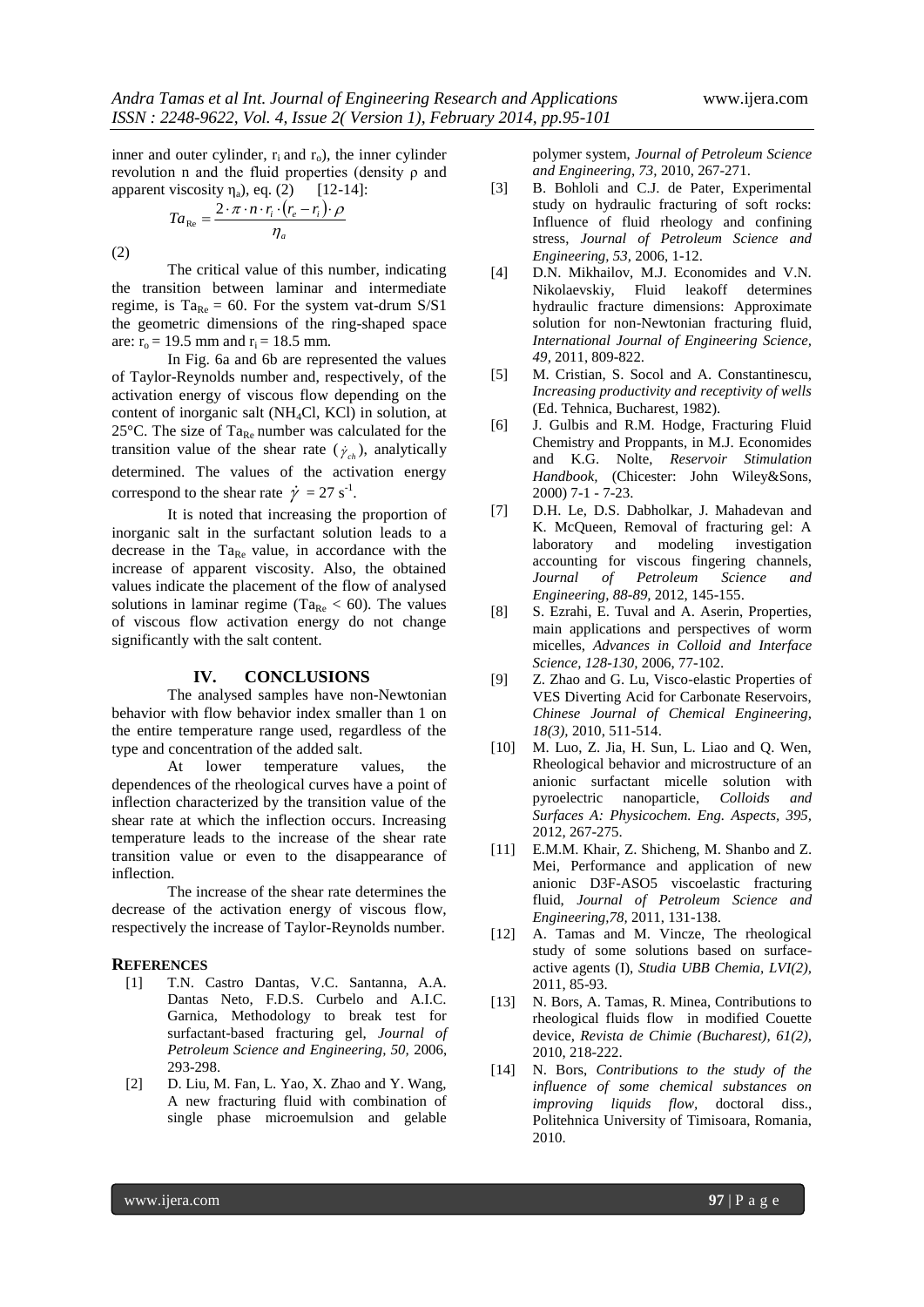inner and outer cylinder, $r_i$ and $r_o$), the inner cylinder revolution n and the fluid properties (density ρ and apparent viscosity $\eta_a$), eq. (2)  [12-14]:

$$Ta_{\mathrm{Re}} = \frac{2 \cdot \pi \cdot n \cdot r_i \cdot (r_e - r_i) \cdot \rho}{\eta_a} \tag{2}$$

The critical value of this number, indicating the transition between laminar and intermediate regime, is $Ta_{\mathrm{Re}} = 60$. For the system vat-drum S/S1 the geometric dimensions of the ring-shaped space are: $r_o = 19.5$ mm and $r_i = 18.5$ mm.

In Fig. 6a and 6b are represented the values of Taylor-Reynolds number and, respectively, of the activation energy of viscous flow depending on the content of inorganic salt ($NH_4Cl$, KCl) in solution, at 25°C. The size of $Ta_{\mathrm{Re}}$ number was calculated for the transition value of the shear rate ($\dot{\gamma}_{ch}$), analytically determined. The values of the activation energy correspond to the shear rate $\dot{\gamma} = 27\ s^{-1}$.

It is noted that increasing the proportion of inorganic salt in the surfactant solution leads to a decrease in the $Ta_{\mathrm{Re}}$ value, in accordance with the increase of apparent viscosity. Also, the obtained values indicate the placement of the flow of analysed solutions in laminar regime ($Ta_{\mathrm{Re}} < 60$). The values of viscous flow activation energy do not change significantly with the salt content.

## IV. CONCLUSIONS

The analysed samples have non-Newtonian behavior with flow behavior index smaller than 1 on the entire temperature range used, regardless of the type and concentration of the added salt.

At lower temperature values, the dependences of the rheological curves have a point of inflection characterized by the transition value of the shear rate at which the inflection occurs. Increasing temperature leads to the increase of the shear rate transition value or even to the disappearance of inflection.

The increase of the shear rate determines the decrease of the activation energy of viscous flow, respectively the increase of Taylor-Reynolds number.

## REFERENCES

[1] T.N. Castro Dantas, V.C. Santanna, A.A. Dantas Neto, F.D.S. Curbelo and A.I.C. Garnica, Methodology to break test for surfactant-based fracturing gel, *Journal of Petroleum Science and Engineering, 50,* 2006, 293-298.

[2] D. Liu, M. Fan, L. Yao, X. Zhao and Y. Wang, A new fracturing fluid with combination of single phase microemulsion and gelable polymer system, *Journal of Petroleum Science and Engineering, 73,* 2010, 267-271.

[3] B. Bohloli and C.J. de Pater, Experimental study on hydraulic fracturing of soft rocks: Influence of fluid rheology and confining stress, *Journal of Petroleum Science and Engineering, 53,* 2006, 1-12.

[4] D.N. Mikhailov, M.J. Economides and V.N. Nikolaevskiy, Fluid leakoff determines hydraulic fracture dimensions: Approximate solution for non-Newtonian fracturing fluid, *International Journal of Engineering Science, 49,* 2011, 809-822.

[5] M. Cristian, S. Socol and A. Constantinescu, *Increasing productivity and receptivity of wells* (Ed. Tehnica, Bucharest, 1982).

[6] J. Gulbis and R.M. Hodge, Fracturing Fluid Chemistry and Proppants, in M.J. Economides and K.G. Nolte, *Reservoir Stimulation Handbook,* (Chicester: John Wiley&Sons, 2000) 7-1 - 7-23.

[7] D.H. Le, D.S. Dabholkar, J. Mahadevan and K. McQueen, Removal of fracturing gel: A laboratory and modeling investigation accounting for viscous fingering channels, *Journal of Petroleum Science and Engineering, 88-89,* 2012, 145-155.

[8] S. Ezrahi, E. Tuval and A. Aserin, Properties, main applications and perspectives of worm micelles, *Advances in Colloid and Interface Science, 128-130,* 2006, 77-102.

[9] Z. Zhao and G. Lu, Visco-elastic Properties of VES Diverting Acid for Carbonate Reservoirs, *Chinese Journal of Chemical Engineering, 18(3),* 2010, 511-514.

[10] M. Luo, Z. Jia, H. Sun, L. Liao and Q. Wen, Rheological behavior and microstructure of an anionic surfactant micelle solution with pyroelectric nanoparticle, *Colloids and Surfaces A: Physicochem. Eng. Aspects, 395,* 2012, 267-275.

[11] E.M.M. Khair, Z. Shicheng, M. Shanbo and Z. Mei, Performance and application of new anionic D3F-ASO5 viscoelastic fracturing fluid, *Journal of Petroleum Science and Engineering,78,* 2011, 131-138.

[12] A. Tamas and M. Vincze, The rheological study of some solutions based on surface-active agents (I), *Studia UBB Chemia, LVI(2),* 2011, 85-93.

[13] N. Bors, A. Tamas, R. Minea, Contributions to rheological fluids flow in modified Couette device, *Revista de Chimie (Bucharest), 61(2),* 2010, 218-222.

[14] N. Bors, *Contributions to the study of the influence of some chemical substances on improving liquids flow,* doctoral diss., Politehnica University of Timisoara, Romania, 2010.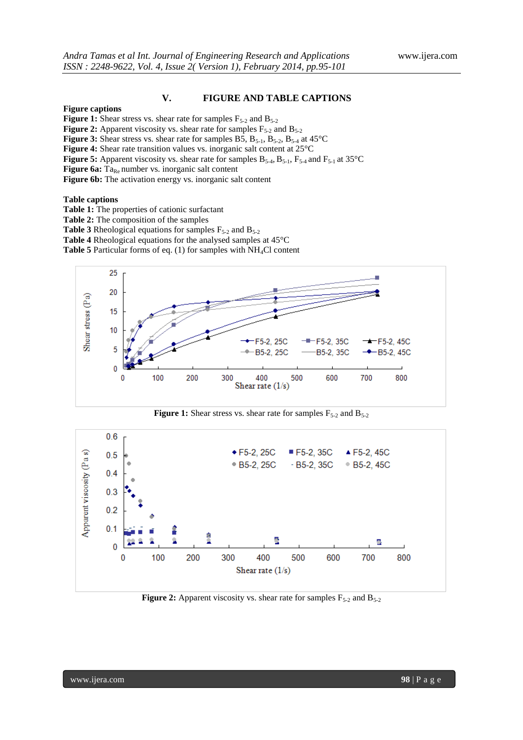## V. FIGURE AND TABLE CAPTIONS

**Figure captions**

**Figure 1:** Shear stress vs. shear rate for samples $F_{5-2}$ and $B_{5-2}$

**Figure 2:** Apparent viscosity vs. shear rate for samples $F_{5-2}$ and $B_{5-2}$

**Figure 3:** Shear stress vs. shear rate for samples B5, $B_{5-1}$, $B_{5-2}$, $B_{5-4}$ at 45°C

**Figure 4:** Shear rate transition values vs. inorganic salt content at 25°C

**Figure 5:** Apparent viscosity vs. shear rate for samples $B_{5-4}$, $B_{5-1}$, $F_{5-4}$ and $F_{5-1}$ at 35°C

**Figure 6a:** $Ta_{Re}$ number vs. inorganic salt content

**Figure 6b:** The activation energy vs. inorganic salt content

**Table captions**

**Table 1:** The properties of cationic surfactant

**Table 2:** The composition of the samples

**Table 3** Rheological equations for samples $F_{5-2}$ and $B_{5-2}$

**Table 4** Rheological equations for the analysed samples at 45°C

**Table 5** Particular forms of eq. (1) for samples with $NH_4Cl$ content

**Figure 1:** Shear stress vs. shear rate for samples $F_{5-2}$ and $B_{5-2}$

**Figure 2:** Apparent viscosity vs. shear rate for samples $F_{5-2}$ and $B_{5-2}$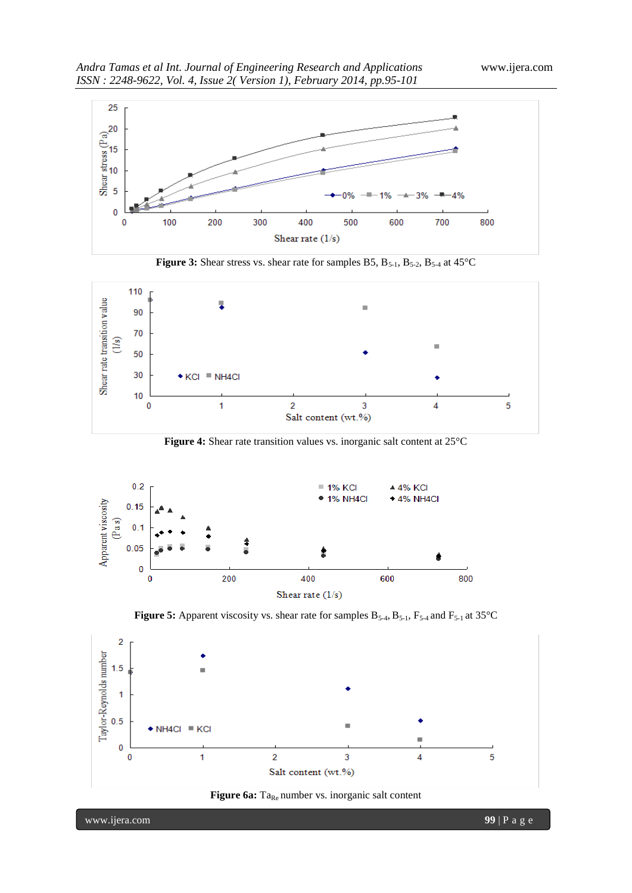**Figure 3:** Shear stress vs. shear rate for samples B5, $B_{5\text{-}1}$, $B_{5\text{-}2}$, $B_{5\text{-}4}$ at 45°C

**Figure 4:** Shear rate transition values vs. inorganic salt content at 25°C

**Figure 5:** Apparent viscosity vs. shear rate for samples $B_{5\text{-}4}$, $B_{5\text{-}1}$, $F_{5\text{-}4}$ and $F_{5\text{-}1}$ at 35°C

**Figure 6a:** $Ta_{Re}$ number vs. inorganic salt content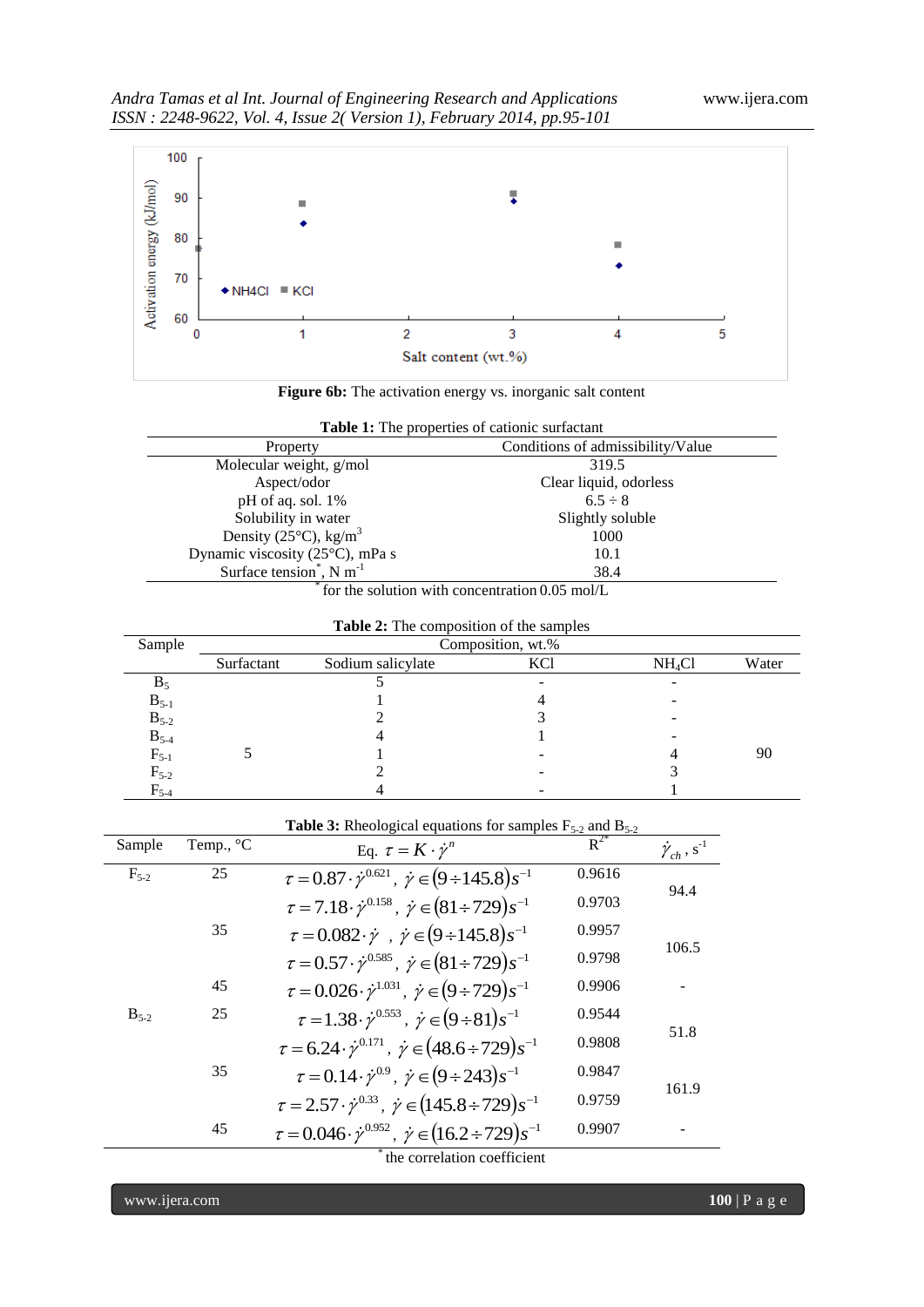**Figure 6b:** The activation energy vs. inorganic salt content

**Table 1:** The properties of cationic surfactant

| Property | Conditions of admissibility/Value |
|---|---|
| Molecular weight, g/mol | 319.5 |
| Aspect/odor | Clear liquid, odorless |
| pH of aq. sol. 1% | 6.5 ÷ 8 |
| Solubility in water | Slightly soluble |
| Density (25°C), kg/m$^3$ | 1000 |
| Dynamic viscosity (25°C), mPa s | 10.1 |
| Surface tension*, N m$^{-1}$ | 38.4 |

*for the solution with concentration 0.05 mol/L

**Table 2:** The composition of the samples

| Sample | Composition, wt.% | | | | |
|---|---|---|---|---|---|
| | Surfactant | Sodium salicylate | KCl | $NH_4Cl$ | Water |
| $B_5$ | | 5 | - | - | |
| $B_{5-1}$ | | 1 | 4 | - | |
| $B_{5-2}$ | | 2 | 3 | - | |
| $B_{5-4}$ | | 4 | 1 | - | |
| $F_{5-1}$ | 5 | 1 | - | 4 | 90 |
| $F_{5-2}$ | | 2 | - | 3 | |
| $F_{5-4}$ | | 4 | - | 1 | |

**Table 3:** Rheological equations for samples $F_{5-2}$ and $B_{5-2}$

| Sample | Temp., °C | Eq. $\tau = K \cdot \dot{\gamma}^n$ | $R^{2*}$ | $\dot{\gamma}_{ch}$, s$^{-1}$ |
|---|---|---|---|---|
| $F_{5-2}$ | 25 | $\tau = 0.87 \cdot \dot{\gamma}^{0.621}$, $\dot{\gamma} \in (9 \div 145.8) s^{-1}$ | 0.9616 | 94.4 |
| | | $\tau = 7.18 \cdot \dot{\gamma}^{0.158}$, $\dot{\gamma} \in (81 \div 729) s^{-1}$ | 0.9703 | |
| | 35 | $\tau = 0.082 \cdot \dot{\gamma}$ , $\dot{\gamma} \in (9 \div 145.8) s^{-1}$ | 0.9957 | 106.5 |
| | | $\tau = 0.57 \cdot \dot{\gamma}^{0.585}$, $\dot{\gamma} \in (81 \div 729) s^{-1}$ | 0.9798 | |
| | 45 | $\tau = 0.026 \cdot \dot{\gamma}^{1.031}$, $\dot{\gamma} \in (9 \div 729) s^{-1}$ | 0.9906 | - |
| $B_{5-2}$ | 25 | $\tau = 1.38 \cdot \dot{\gamma}^{0.553}$, $\dot{\gamma} \in (9 \div 81) s^{-1}$ | 0.9544 | 51.8 |
| | | $\tau = 6.24 \cdot \dot{\gamma}^{0.171}$, $\dot{\gamma} \in (48.6 \div 729) s^{-1}$ | 0.9808 | |
| | 35 | $\tau = 0.14 \cdot \dot{\gamma}^{0.9}$, $\dot{\gamma} \in (9 \div 243) s^{-1}$ | 0.9847 | 161.9 |
| | | $\tau = 2.57 \cdot \dot{\gamma}^{0.33}$, $\dot{\gamma} \in (145.8 \div 729) s^{-1}$ | 0.9759 | |
| | 45 | $\tau = 0.046 \cdot \dot{\gamma}^{0.952}$, $\dot{\gamma} \in (16.2 \div 729) s^{-1}$ | 0.9907 | - |

*the correlation coefficient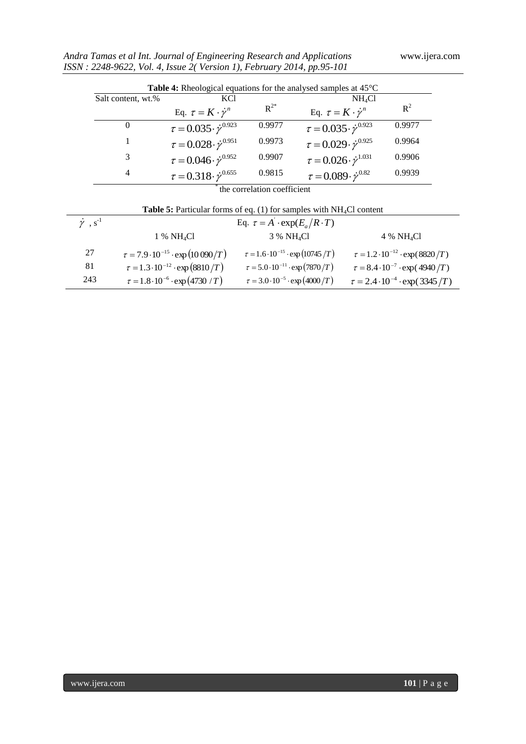**Table 4:** Rheological equations for the analysed samples at 45°C

| Salt content, wt.% | KCl | | $NH_4Cl$ | |
|---|---|---|---|---|
| | Eq. $\tau = K \cdot \dot{\gamma}^n$ | $R^{2*}$ | Eq. $\tau = K \cdot \dot{\gamma}^n$ | $R^2$ |
| 0 | $\tau = 0.035 \cdot \dot{\gamma}^{0.923}$ | 0.9977 | $\tau = 0.035 \cdot \dot{\gamma}^{0.923}$ | 0.9977 |
| 1 | $\tau = 0.028 \cdot \dot{\gamma}^{0.951}$ | 0.9973 | $\tau = 0.029 \cdot \dot{\gamma}^{0.925}$ | 0.9964 |
| 3 | $\tau = 0.046 \cdot \dot{\gamma}^{0.952}$ | 0.9907 | $\tau = 0.026 \cdot \dot{\gamma}^{1.031}$ | 0.9906 |
| 4 | $\tau = 0.318 \cdot \dot{\gamma}^{0.655}$ | 0.9815 | $\tau = 0.089 \cdot \dot{\gamma}^{0.82}$ | 0.9939 |

\* the correlation coefficient

**Table 5:** Particular forms of eq. (1) for samples with $NH_4Cl$ content

| $\dot{\gamma}$ , $s^{-1}$ | Eq. $\tau = A^{'} \cdot \exp(E_a / R \cdot T)$ | | |
|---|---|---|---|
| | 1 % $NH_4Cl$ | 3 % $NH_4Cl$ | 4 % $NH_4Cl$ |
| 27 | $\tau = 7.9 \cdot 10^{-15} \cdot \exp(10\,090 / T)$ | $\tau = 1.6 \cdot 10^{-15} \cdot \exp(10745 / T)$ | $\tau = 1.2 \cdot 10^{-12} \cdot \exp(8820 / T)$ |
| 81 | $\tau = 1.3 \cdot 10^{-12} \cdot \exp(8810 / T)$ | $\tau = 5.0 \cdot 10^{-11} \cdot \exp(7870 / T)$ | $\tau = 8.4 \cdot 10^{-7} \cdot \exp(4940 / T)$ |
| 243 | $\tau = 1.8 \cdot 10^{-6} \cdot \exp(4730 / T)$ | $\tau = 3.0 \cdot 10^{-5} \cdot \exp(4000 / T)$ | $\tau = 2.4 \cdot 10^{-4} \cdot \exp(3345 / T)$ |